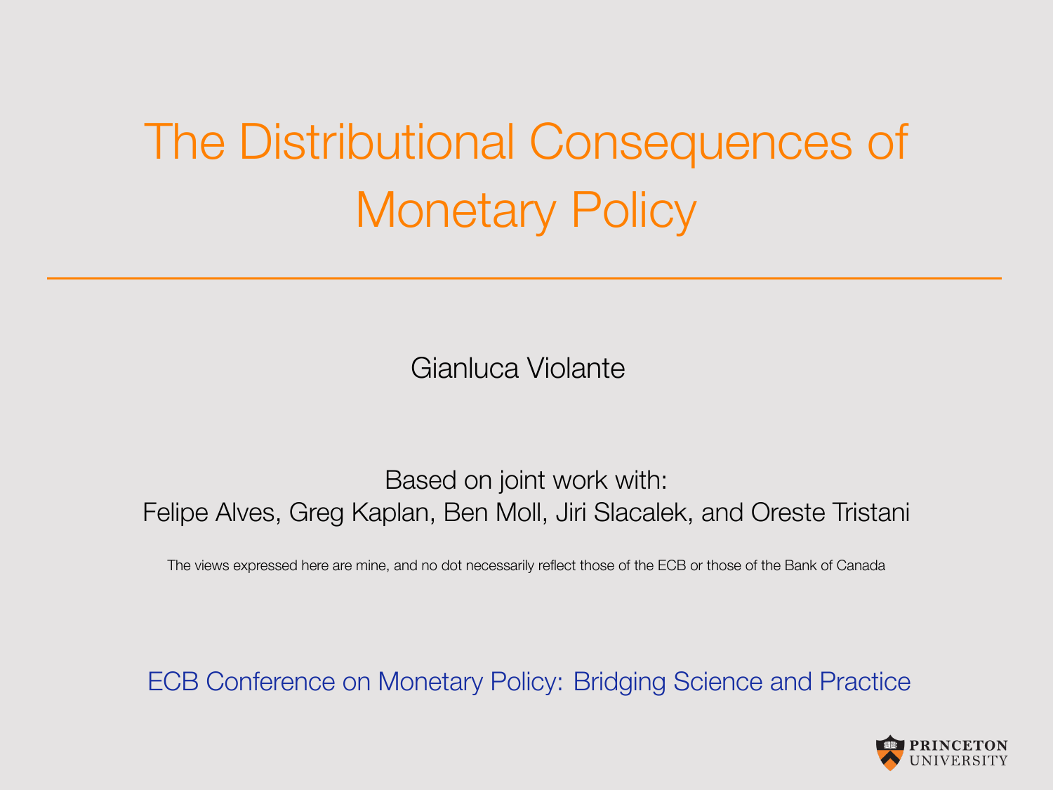# The Distributional Consequences of Monetary Policy

Gianluca Violante

Based on joint work with:
Felipe Alves, Greg Kaplan, Ben Moll, Jiri Slacalek, and Oreste Tristani

The views expressed here are mine, and no dot necessarily reflect those of the ECB or those of the Bank of Canada

ECB Conference on Monetary Policy: Bridging Science and Practice

PRINCETON UNIVERSITY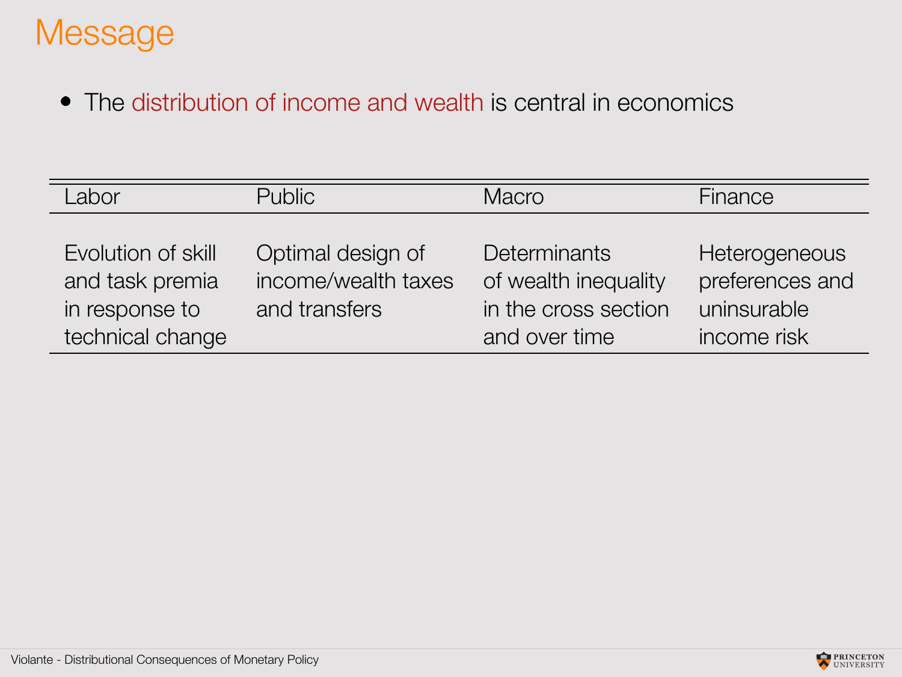# Message

- The distribution of income and wealth is central in economics

| Labor | Public | Macro | Finance |
|---|---|---|---|
| Evolution of skill and task premia in response to technical change | Optimal design of income/wealth taxes and transfers | Determinants of wealth inequality in the cross section and over time | Heterogeneous preferences and uninsurable income risk |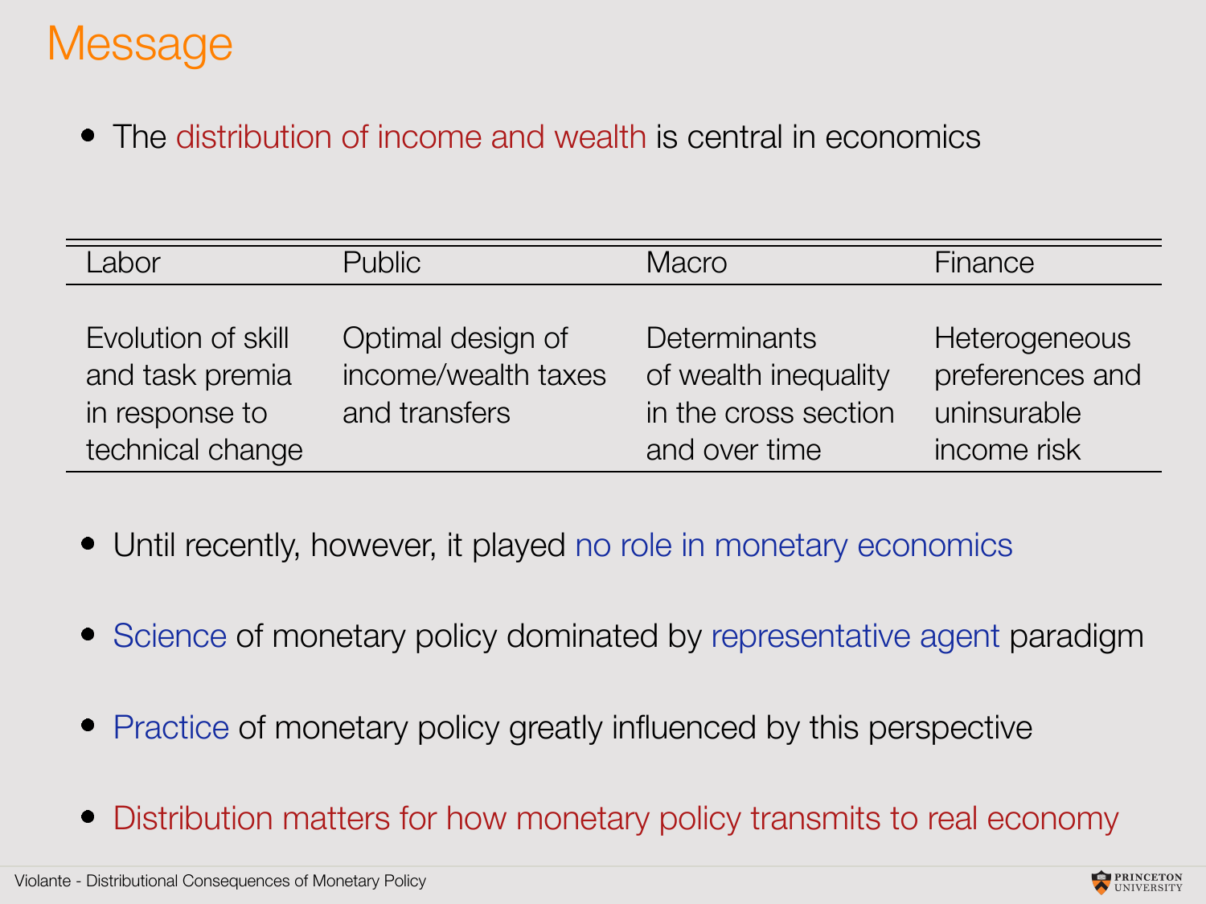# Message

- The distribution of income and wealth is central in economics

| Labor | Public | Macro | Finance |
|---|---|---|---|
| Evolution of skill and task premia in response to technical change | Optimal design of income/wealth taxes and transfers | Determinants of wealth inequality in the cross section and over time | Heterogeneous preferences and uninsurable income risk |

- Until recently, however, it played no role in monetary economics

- Science of monetary policy dominated by representative agent paradigm

- Practice of monetary policy greatly influenced by this perspective

- Distribution matters for how monetary policy transmits to real economy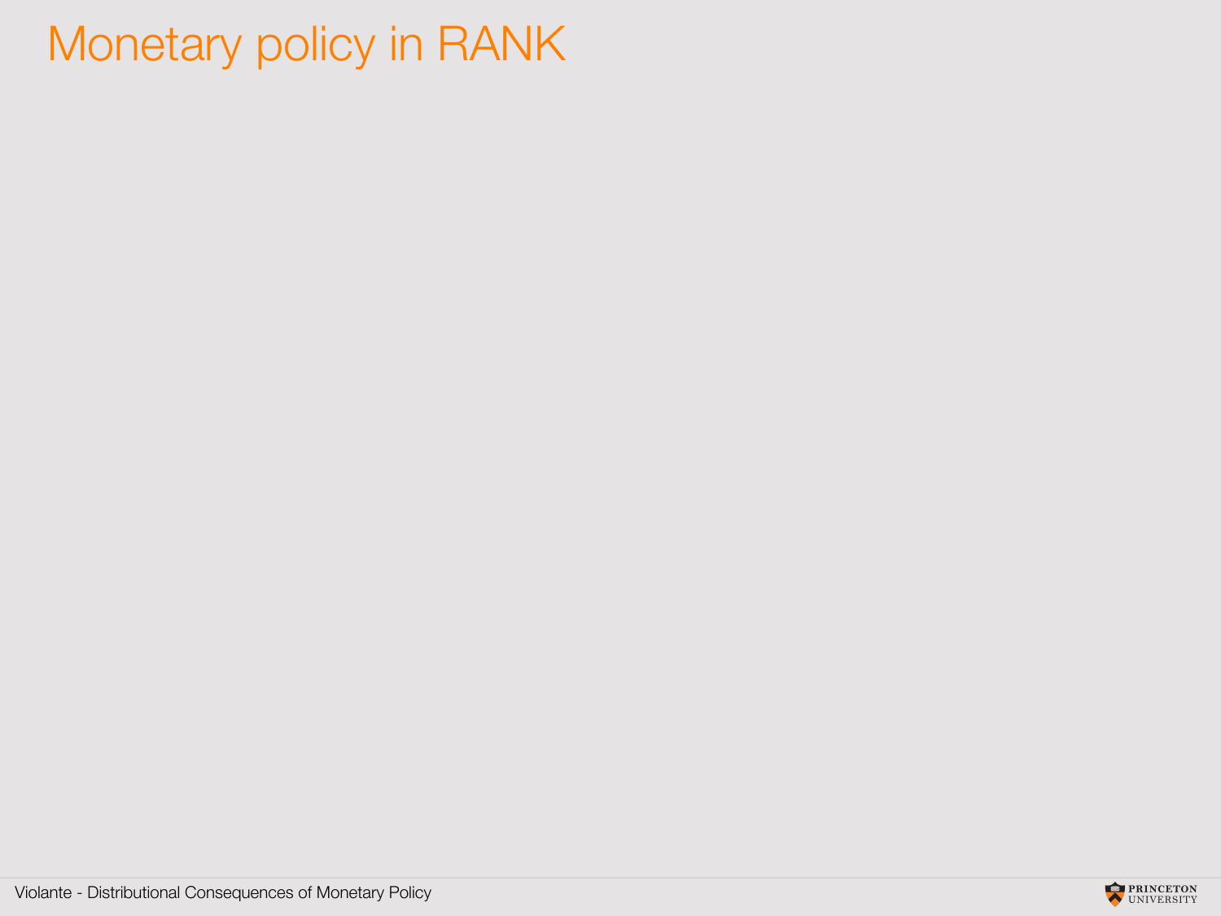# Monetary policy in RANK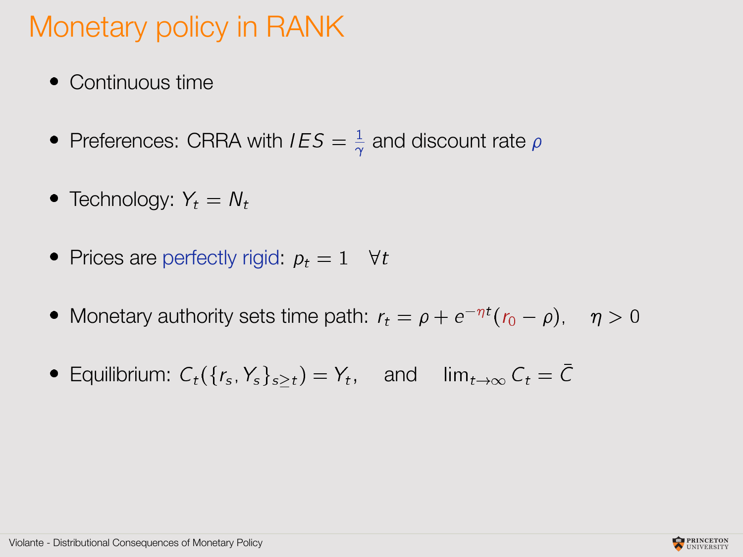# Monetary policy in RANK

- Continuous time
- Preferences: CRRA with $IES = \frac{1}{\gamma}$ and discount rate $\rho$
- Technology: $Y_t = N_t$
- Prices are perfectly rigid: $p_t = 1 \quad \forall t$
- Monetary authority sets time path: $r_t = \rho + e^{-\eta t}(r_0 - \rho), \quad \eta > 0$
- Equilibrium: $C_t(\{r_s, Y_s\}_{s \geq t}) = Y_t, \quad$ and $\quad \lim_{t \to \infty} C_t = \bar{C}$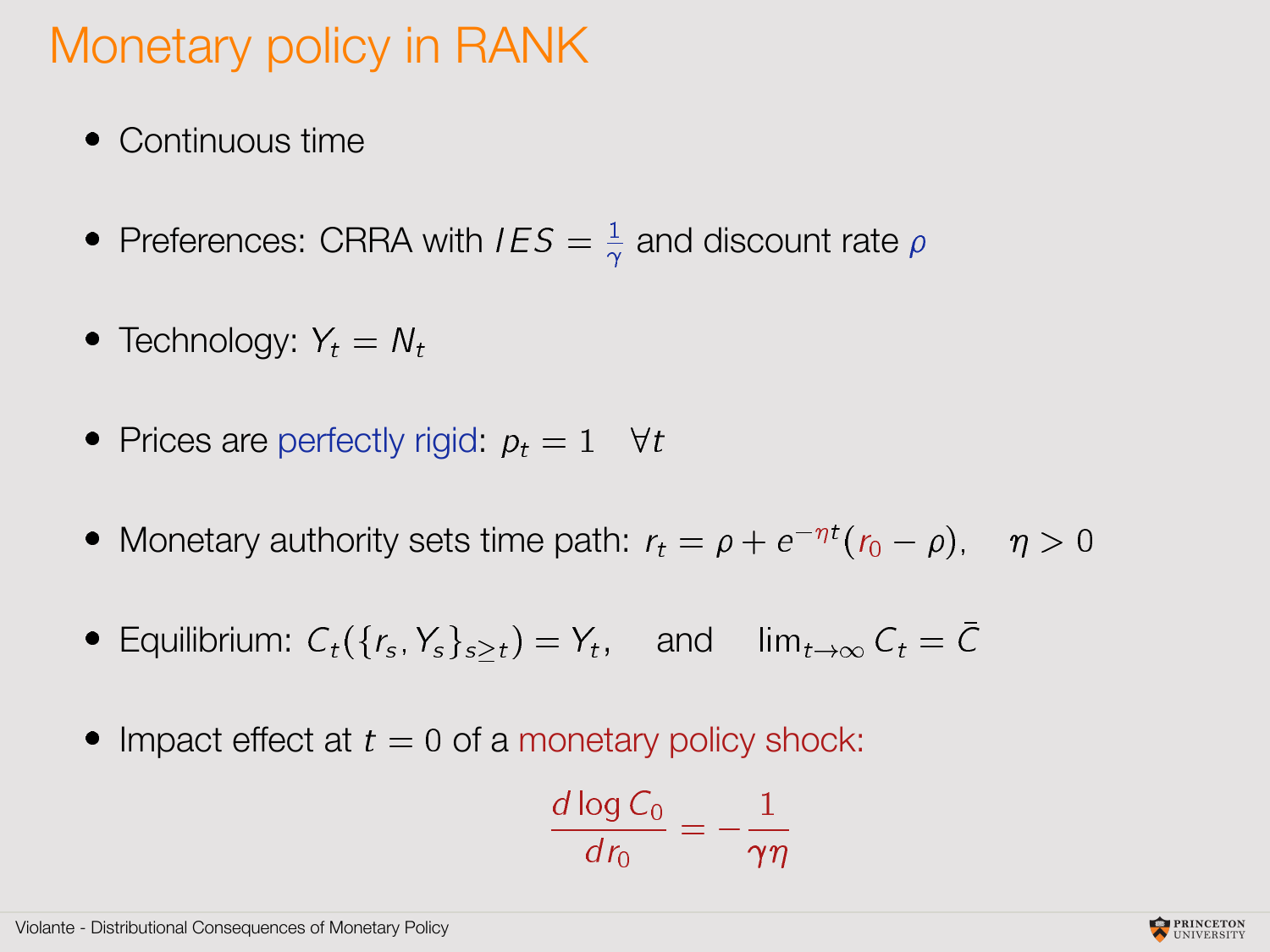# Monetary policy in RANK

- Continuous time
- Preferences: CRRA with $IES = \frac{1}{\gamma}$ and discount rate $\rho$
- Technology: $Y_t = N_t$
- Prices are perfectly rigid: $p_t = 1 \quad \forall t$
- Monetary authority sets time path: $r_t = \rho + e^{-\eta t}(r_0 - \rho), \quad \eta > 0$
- Equilibrium: $C_t(\{r_s, Y_s\}_{s \geq t}) = Y_t, \quad$ and $\quad \lim_{t \to \infty} C_t = \bar{C}$
- Impact effect at $t = 0$ of a monetary policy shock:

$$\frac{d \log C_0}{d r_0} = -\frac{1}{\gamma \eta}$$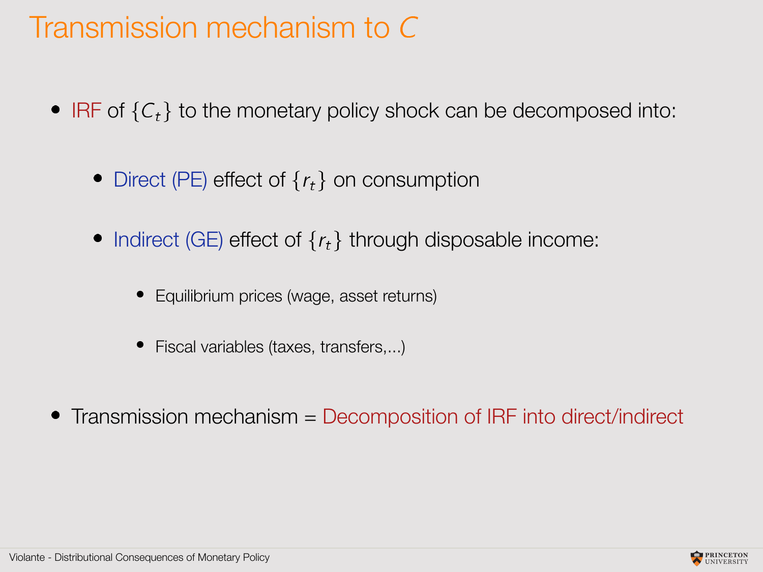# Transmission mechanism to $C$

- IRF of $\{C_t\}$ to the monetary policy shock can be decomposed into:
  - Direct (PE) effect of $\{r_t\}$ on consumption
  - Indirect (GE) effect of $\{r_t\}$ through disposable income:
    - Equilibrium prices (wage, asset returns)
    - Fiscal variables (taxes, transfers,...)
- Transmission mechanism = Decomposition of IRF into direct/indirect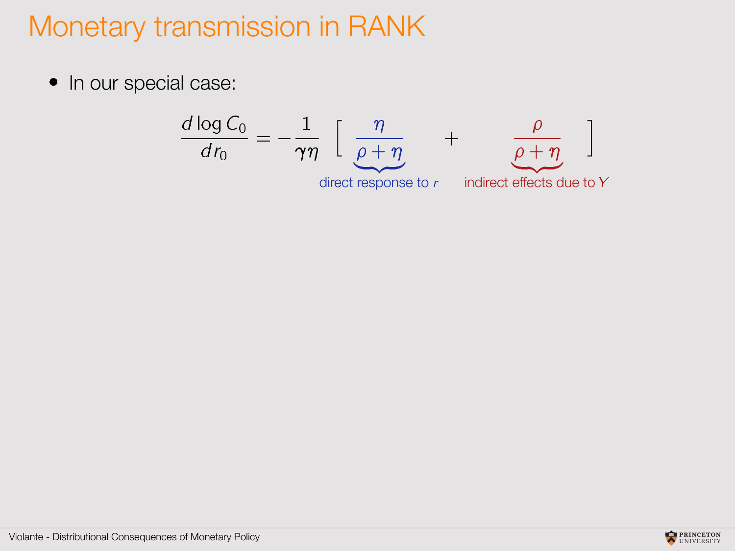# Monetary transmission in RANK

- In our special case:

$$\frac{d\log C_0}{dr_0} = -\frac{1}{\gamma\eta}\left[\underbrace{\frac{\eta}{\rho+\eta}}_{\text{direct response to } r} + \underbrace{\frac{\rho}{\rho+\eta}}_{\text{indirect effects due to } Y}\right]$$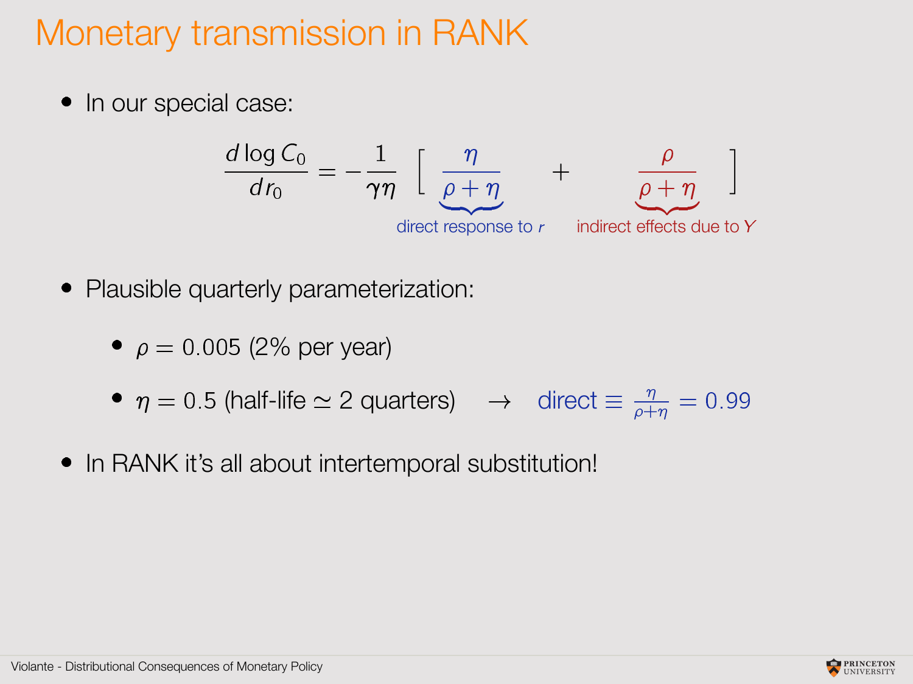# Monetary transmission in RANK

- In our special case:

$$\frac{d \log C_0}{d r_0} = -\frac{1}{\gamma\eta} \left[ \underbrace{\frac{\eta}{\rho+\eta}}_{\text{direct response to } r} + \underbrace{\frac{\rho}{\rho+\eta}}_{\text{indirect effects due to } Y} \right]$$

- Plausible quarterly parameterization:
  - $\rho = 0.005$ (2% per year)
  - $\eta = 0.5$ (half-life $\simeq$ 2 quarters) $\quad \rightarrow \quad$ direct $\equiv \frac{\eta}{\rho+\eta} = 0.99$

- In RANK it's all about intertemporal substitution!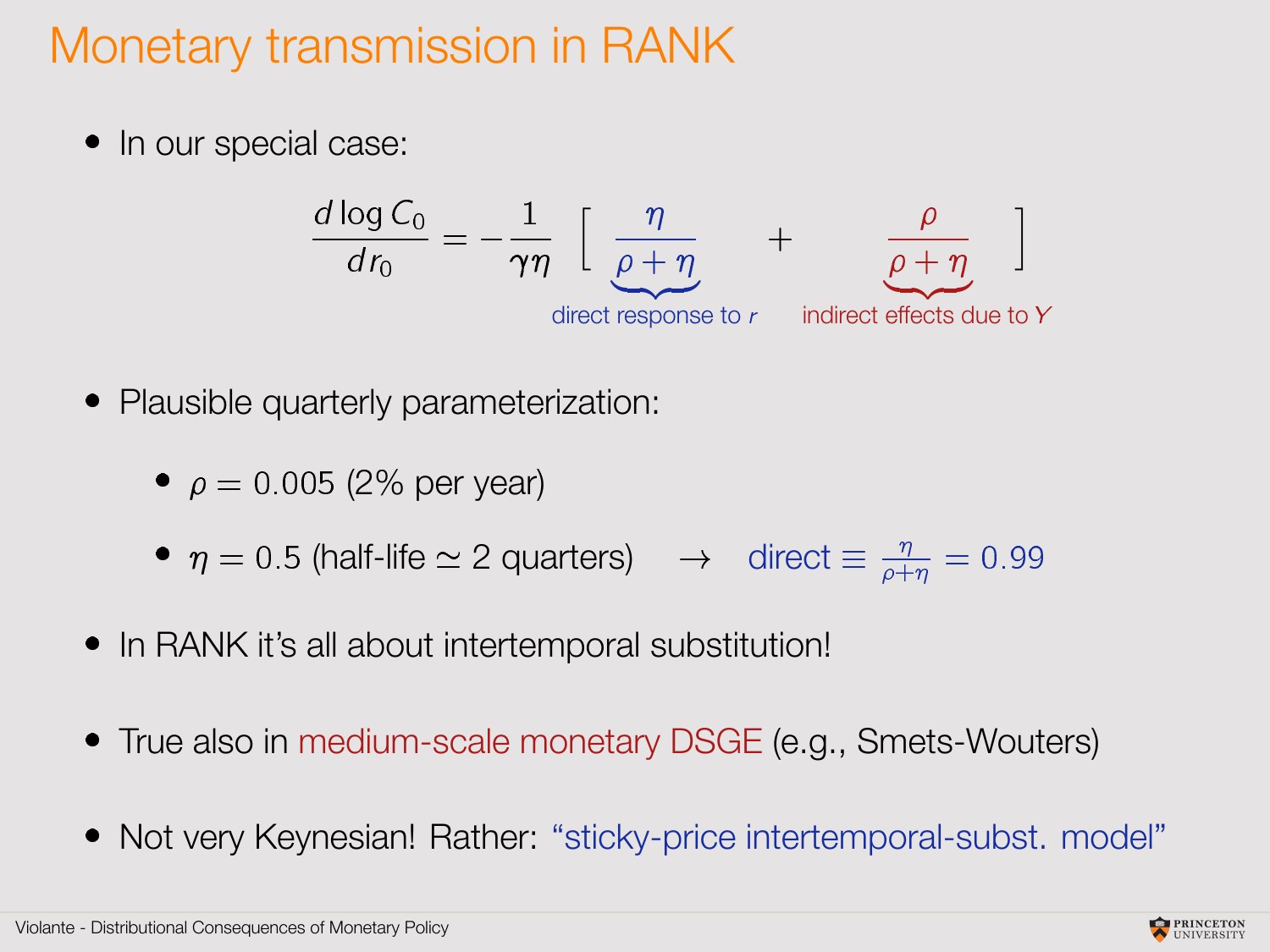# Monetary transmission in RANK

- In our special case:

$$\frac{d\log C_0}{dr_0} = -\frac{1}{\gamma\eta}\left[\underbrace{\frac{\eta}{\rho+\eta}}_{\text{direct response to } r} + \underbrace{\frac{\rho}{\rho+\eta}}_{\text{indirect effects due to } Y}\right]$$

- Plausible quarterly parameterization:
  - $\rho = 0.005$ (2% per year)
  - $\eta = 0.5$ (half-life $\simeq$ 2 quarters) $\rightarrow$ direct $\equiv \frac{\eta}{\rho+\eta} = 0.99$
- In RANK it's all about intertemporal substitution!
- True also in medium-scale monetary DSGE (e.g., Smets-Wouters)
- Not very Keynesian! Rather: "sticky-price intertemporal-subst. model"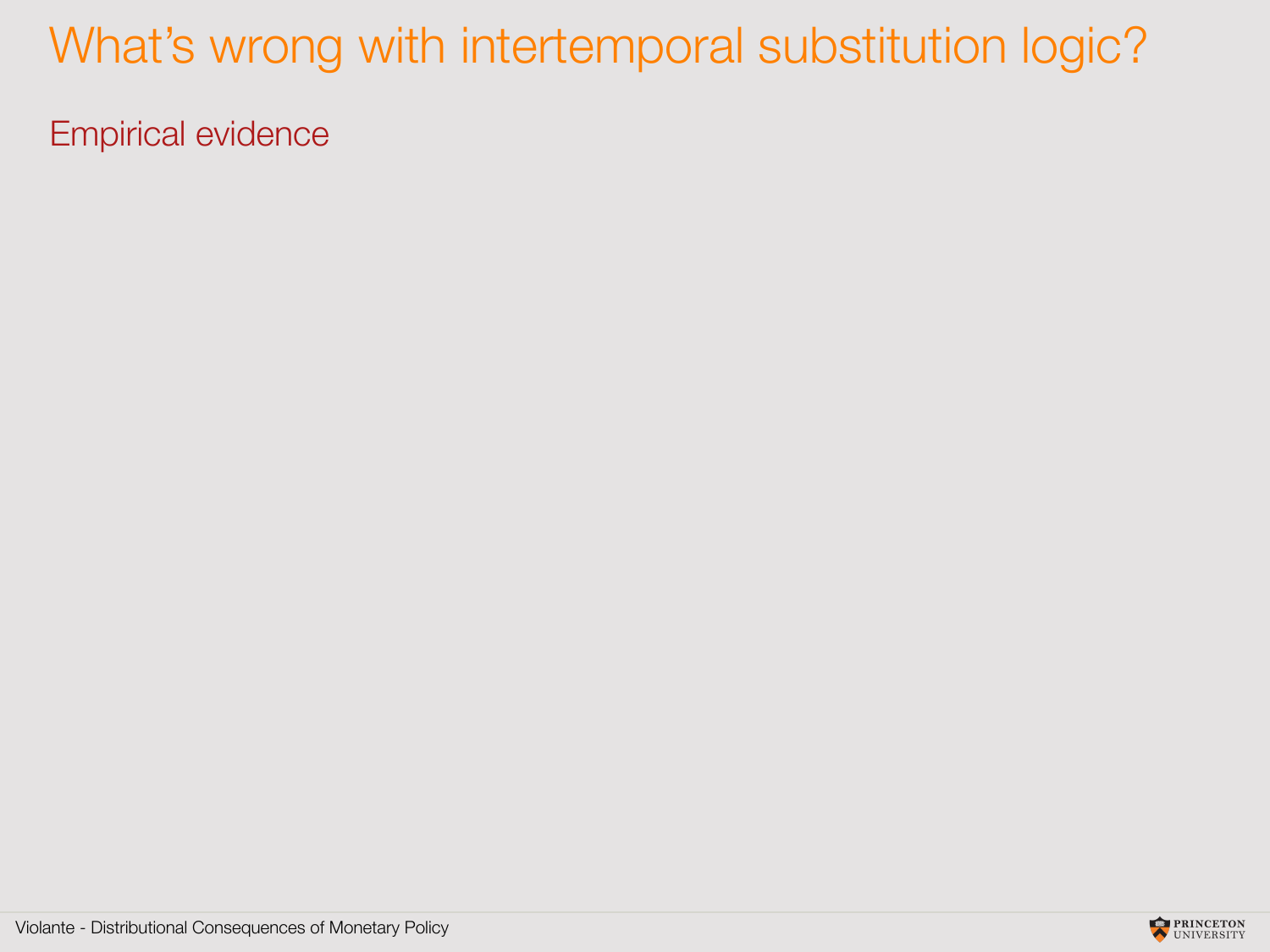# What’s wrong with intertemporal substitution logic?

## Empirical evidence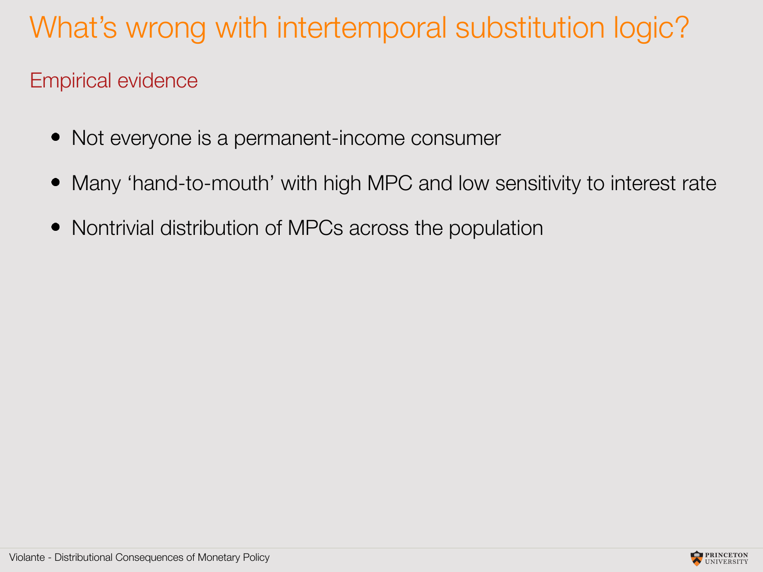# What's wrong with intertemporal substitution logic?

## Empirical evidence

- Not everyone is a permanent-income consumer
- Many 'hand-to-mouth' with high MPC and low sensitivity to interest rate
- Nontrivial distribution of MPCs across the population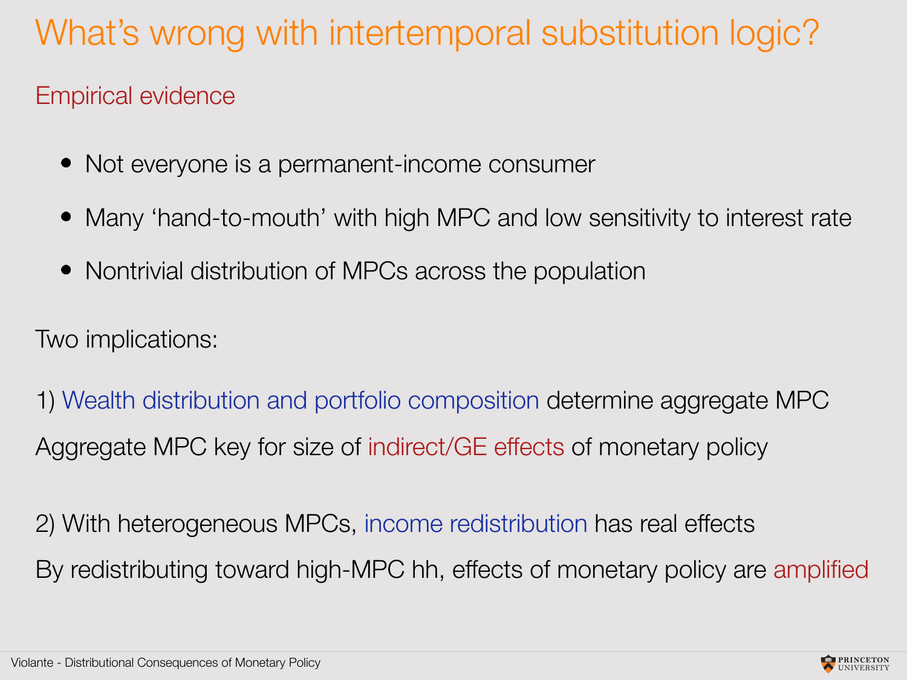# What's wrong with intertemporal substitution logic?

## Empirical evidence

- Not everyone is a permanent-income consumer
- Many 'hand-to-mouth' with high MPC and low sensitivity to interest rate
- Nontrivial distribution of MPCs across the population

Two implications:

1) Wealth distribution and portfolio composition determine aggregate MPC

Aggregate MPC key for size of indirect/GE effects of monetary policy

2) With heterogeneous MPCs, income redistribution has real effects

By redistributing toward high-MPC hh, effects of monetary policy are amplified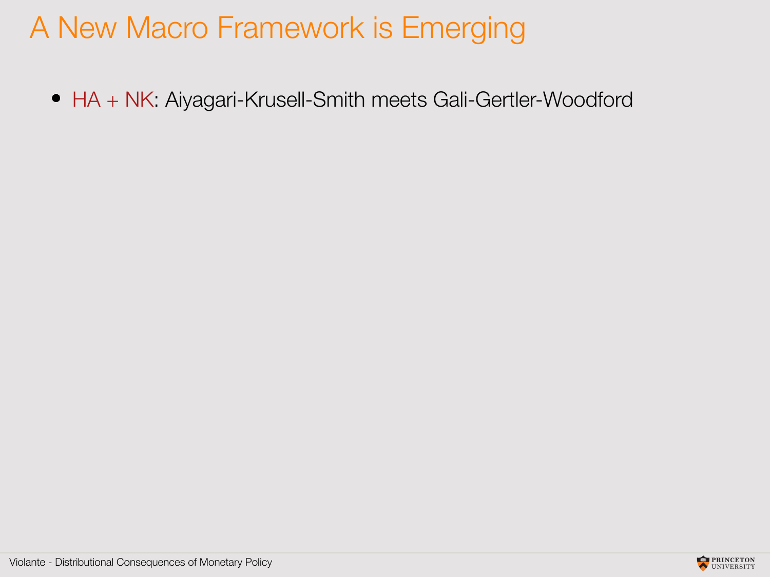# A New Macro Framework is Emerging

- HA + NK: Aiyagari-Krusell-Smith meets Gali-Gertler-Woodford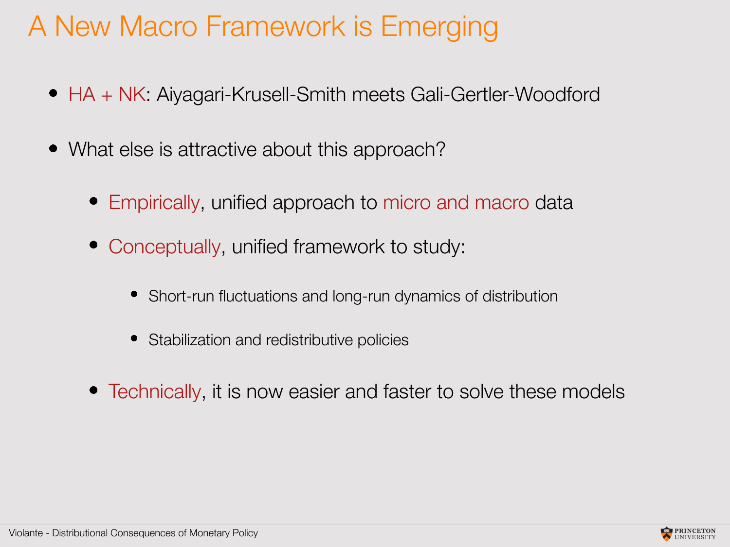# A New Macro Framework is Emerging

- HA + NK: Aiyagari-Krusell-Smith meets Gali-Gertler-Woodford

- What else is attractive about this approach?

  - Empirically, unified approach to micro and macro data

  - Conceptually, unified framework to study:

    - Short-run fluctuations and long-run dynamics of distribution

    - Stabilization and redistributive policies

  - Technically, it is now easier and faster to solve these models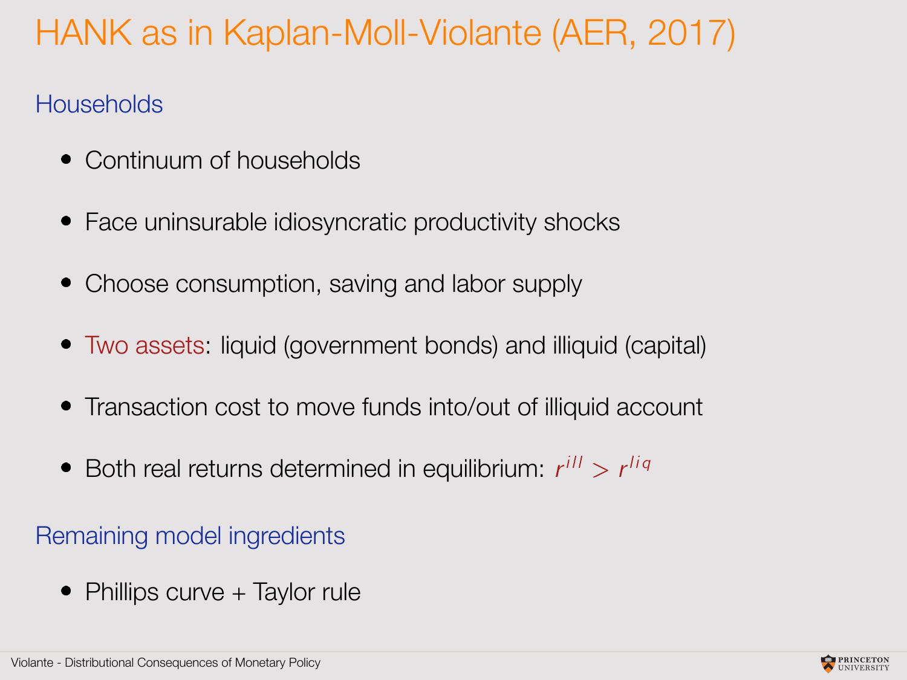# HANK as in Kaplan-Moll-Violante (AER, 2017)

## Households

- Continuum of households
- Face uninsurable idiosyncratic productivity shocks
- Choose consumption, saving and labor supply
- Two assets: liquid (government bonds) and illiquid (capital)
- Transaction cost to move funds into/out of illiquid account
- Both real returns determined in equilibrium: $r^{ill} > r^{liq}$

## Remaining model ingredients

- Phillips curve + Taylor rule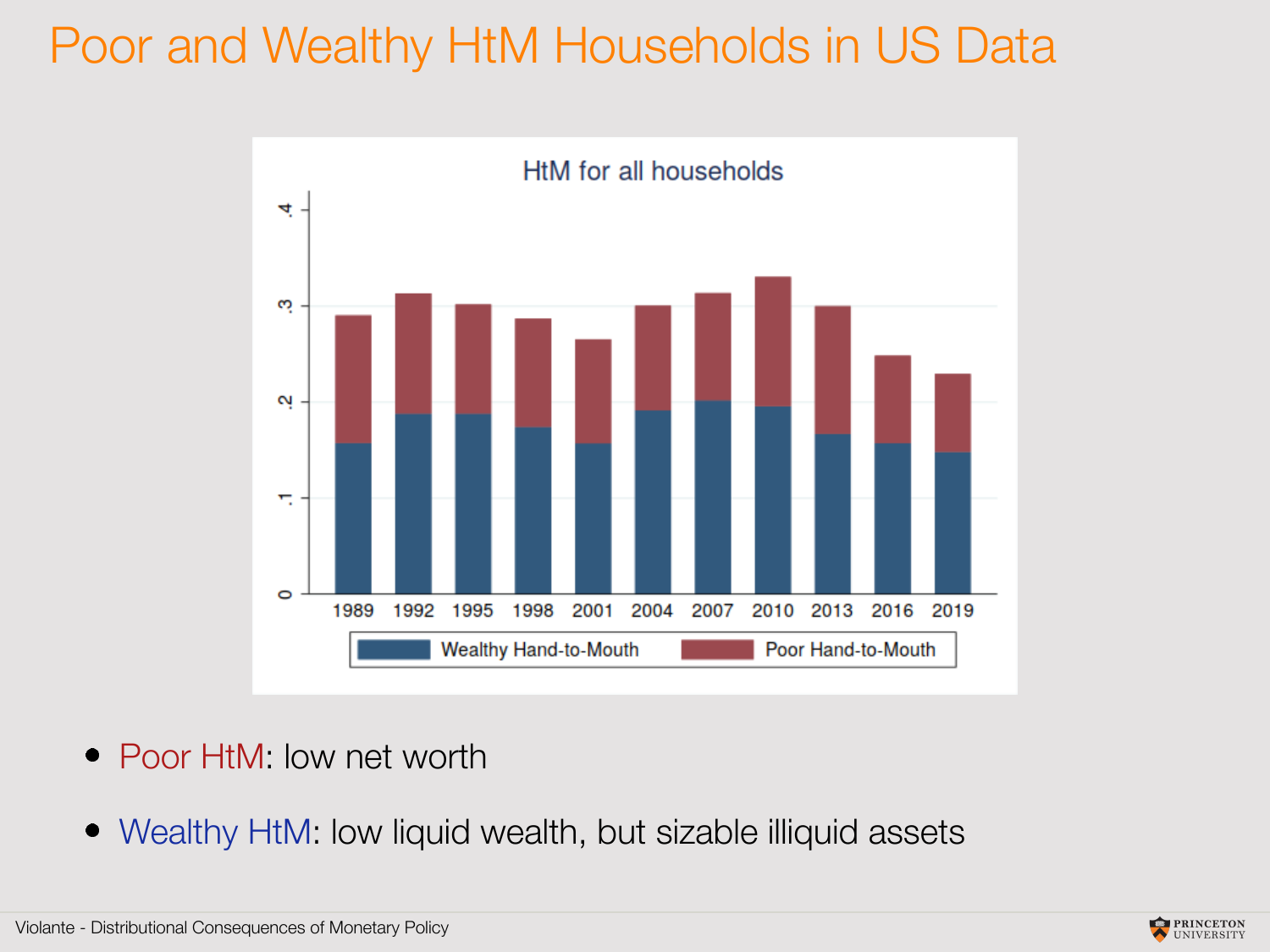# Poor and Wealthy HtM Households in US Data

- Poor HtM: low net worth
- Wealthy HtM: low liquid wealth, but sizable illiquid assets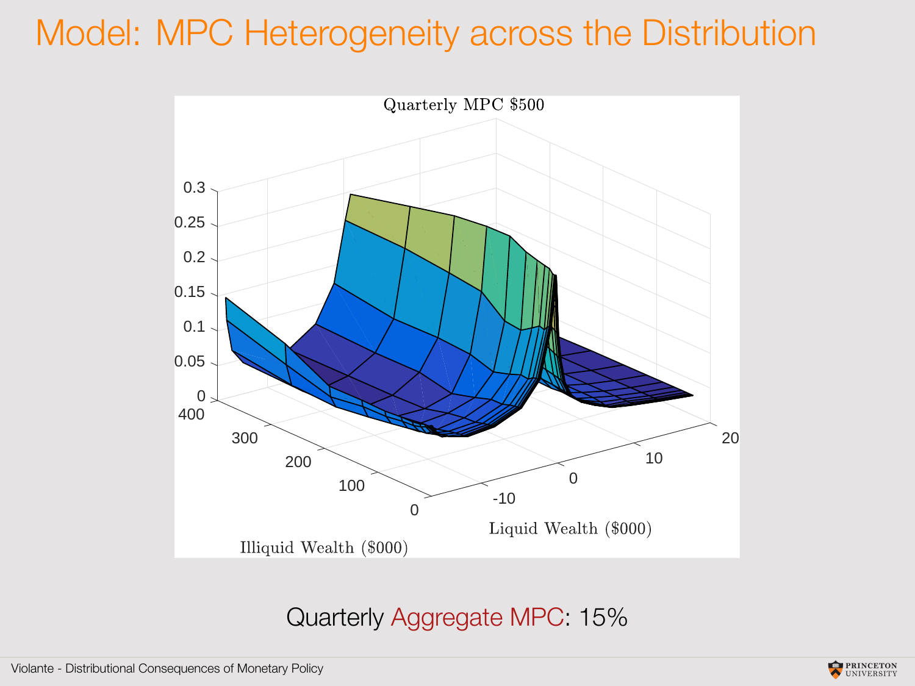# Model: MPC Heterogeneity across the Distribution

Quarterly MPC $500

Illiquid Wealth ($000)

Liquid Wealth ($000)

Quarterly Aggregate MPC: 15%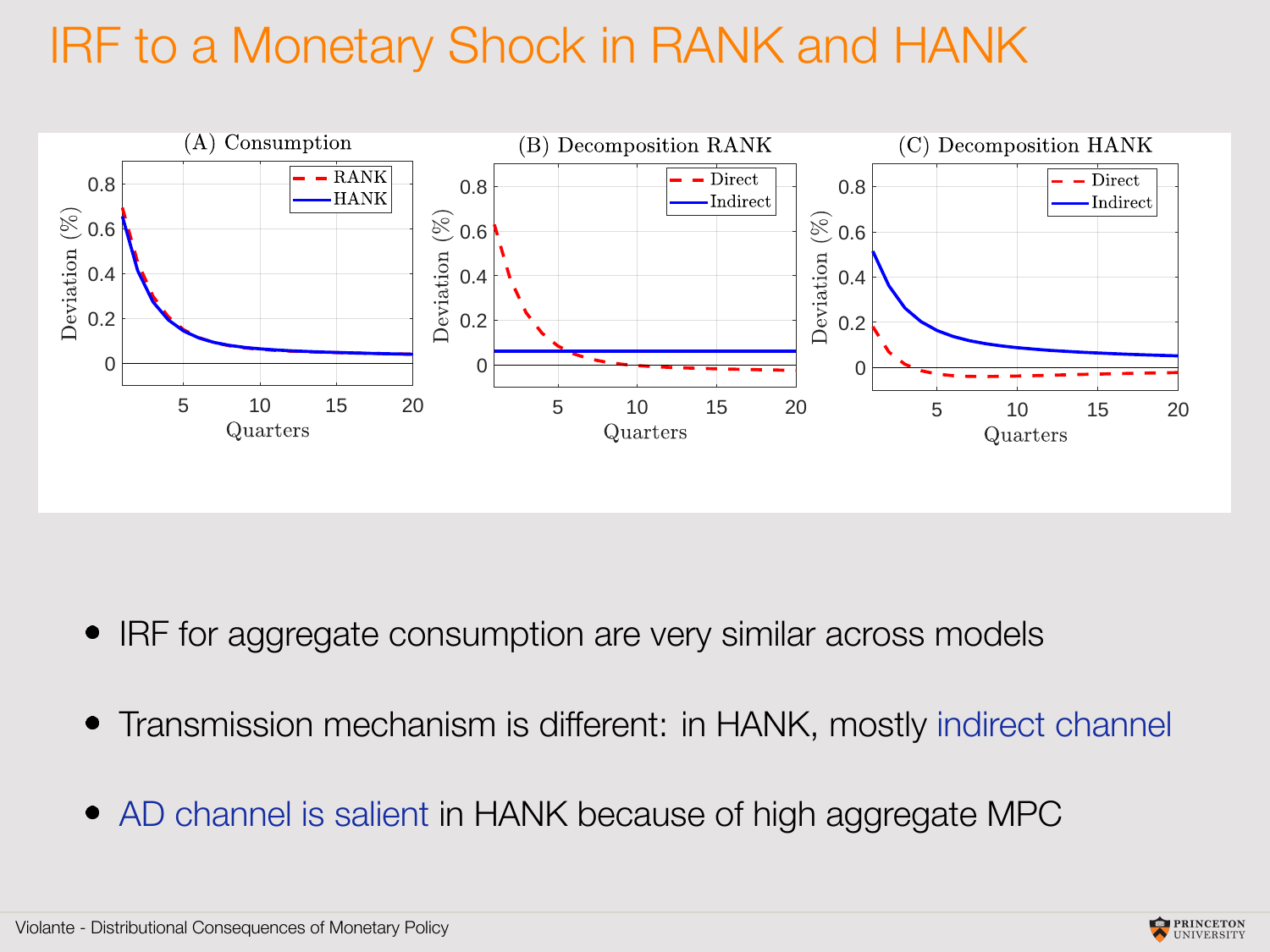# IRF to a Monetary Shock in RANK and HANK

- IRF for aggregate consumption are very similar across models
- Transmission mechanism is different: in HANK, mostly indirect channel
- AD channel is salient in HANK because of high aggregate MPC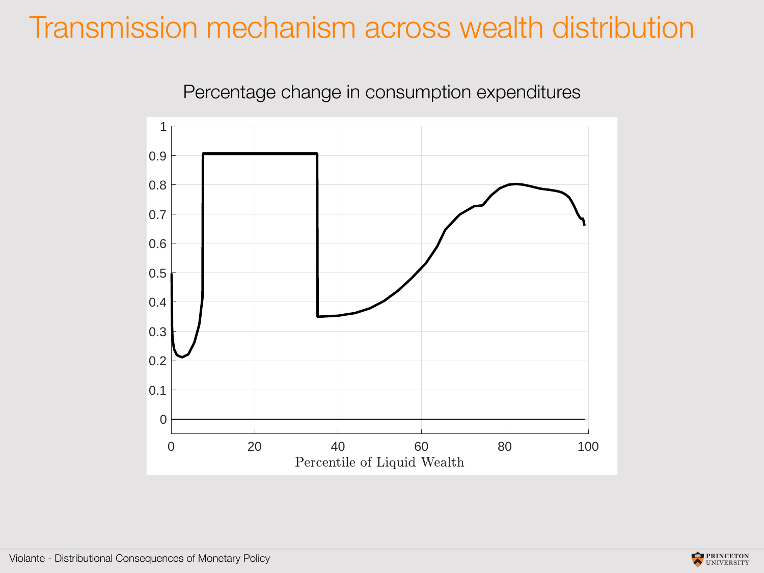# Transmission mechanism across wealth distribution

Percentage change in consumption expenditures

Percentile of Liquid Wealth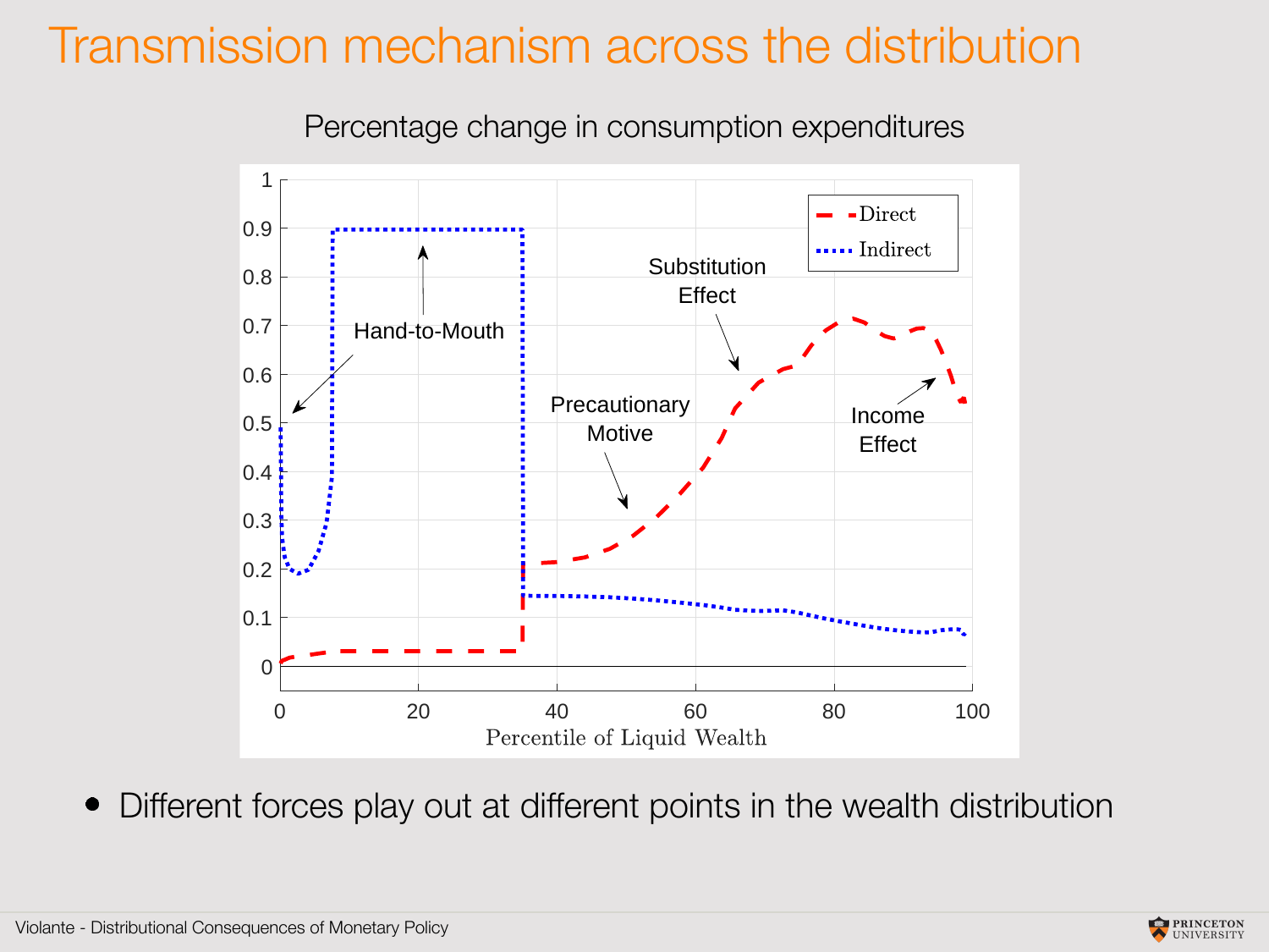# Transmission mechanism across the distribution

Percentage change in consumption expenditures

- Different forces play out at different points in the wealth distribution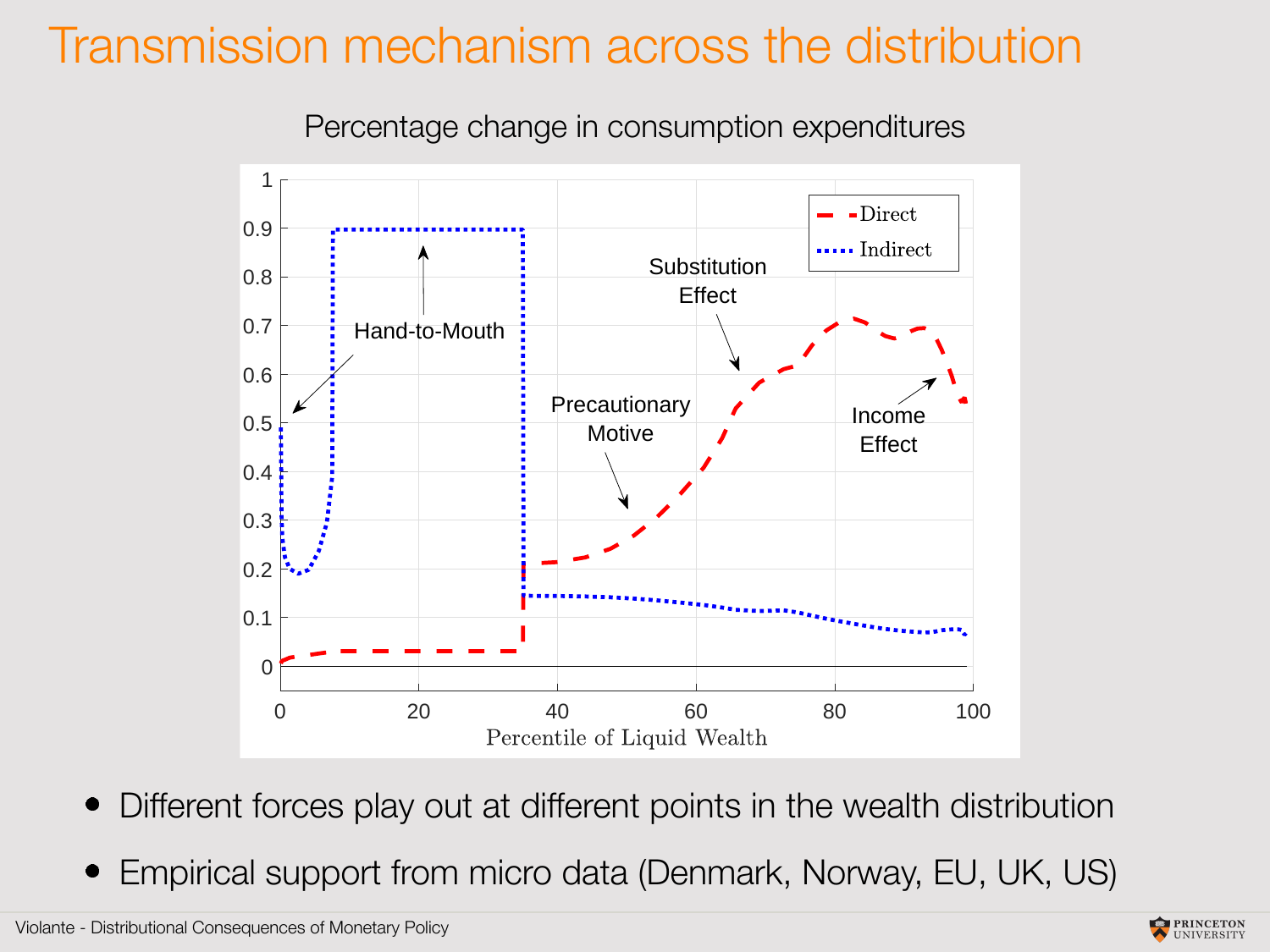# Transmission mechanism across the distribution

Percentage change in consumption expenditures

- Different forces play out at different points in the wealth distribution
- Empirical support from micro data (Denmark, Norway, EU, UK, US)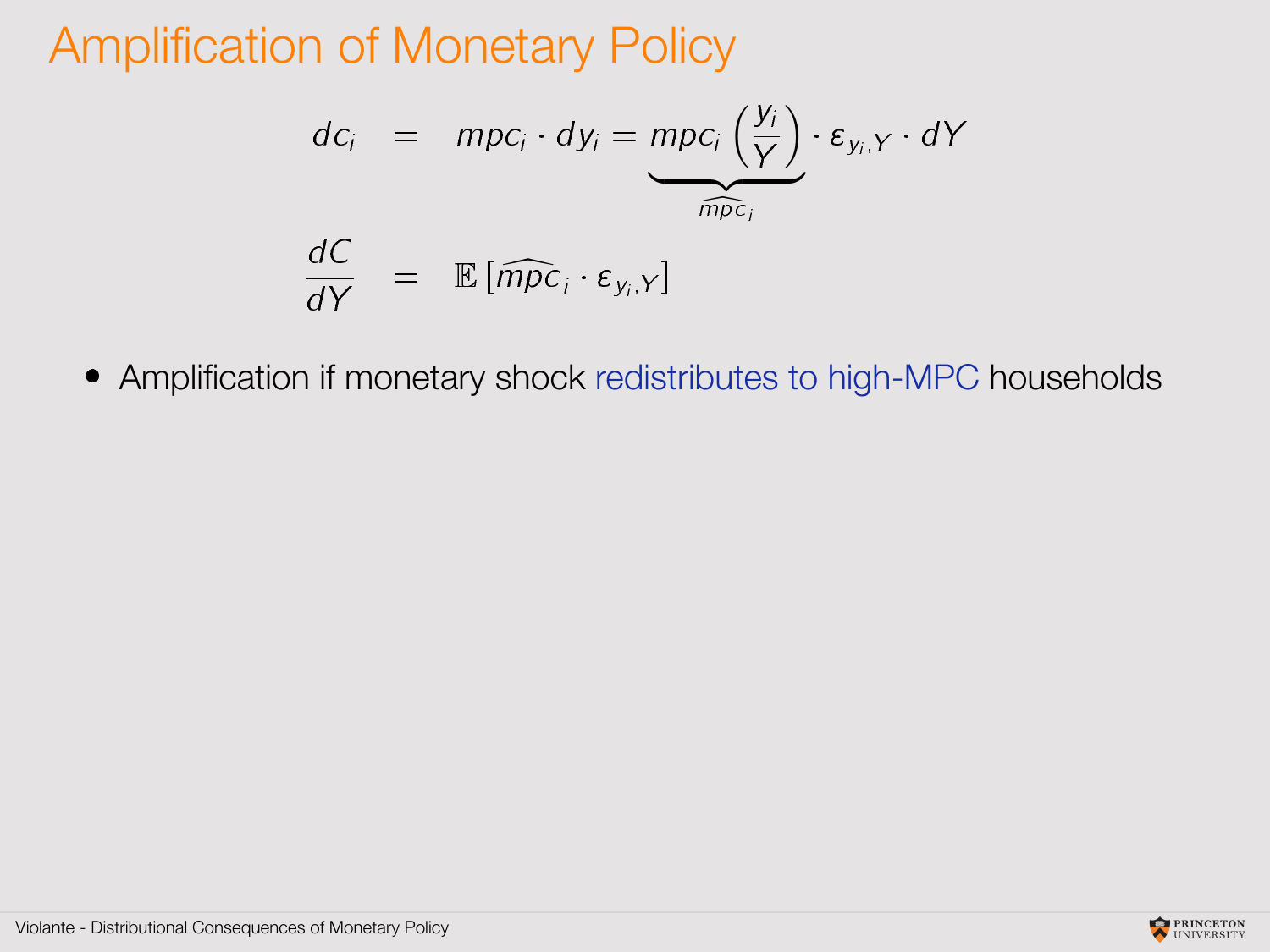# Amplification of Monetary Policy

$$
\begin{aligned}
dc_i &= mpc_i \cdot dy_i = \underbrace{mpc_i \left(\frac{y_i}{Y}\right)}_{\widehat{mpc}_i} \cdot \varepsilon_{y_i,Y} \cdot dY \\
\frac{dC}{dY} &= \mathbb{E}\left[\widehat{mpc}_i \cdot \varepsilon_{y_i,Y}\right]
\end{aligned}
$$

- Amplification if monetary shock redistributes to high-MPC households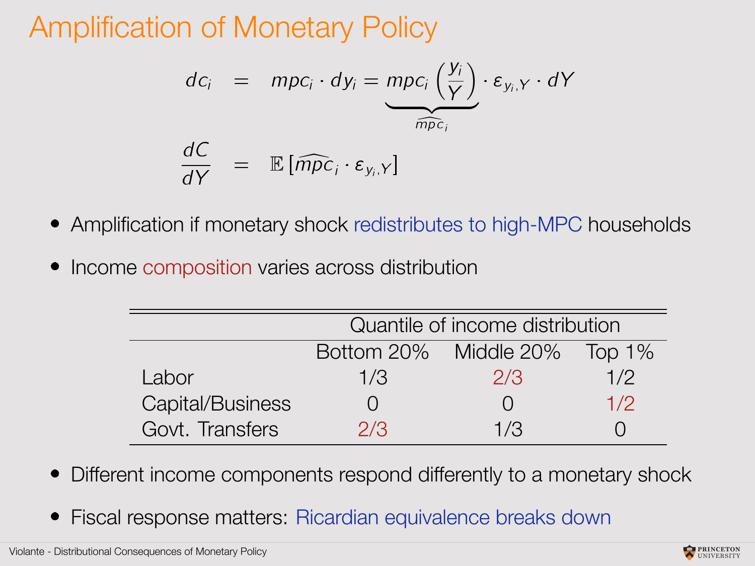# Amplification of Monetary Policy

$$
\begin{aligned}
dc_i &= mpc_i \cdot dy_i = \underbrace{mpc_i \left(\frac{y_i}{Y}\right)}_{\widehat{mpc}_i} \cdot \varepsilon_{y_i,Y} \cdot dY \\
\frac{dC}{dY} &= \mathbb{E}\left[\widehat{mpc}_i \cdot \varepsilon_{y_i,Y}\right]
\end{aligned}
$$

- Amplification if monetary shock redistributes to high-MPC households
- Income composition varies across distribution

| | Quantile of income distribution | | |
|---|---|---|---|
| | Bottom 20% | Middle 20% | Top 1% |
| Labor | 1/3 | 2/3 | 1/2 |
| Capital/Business | 0 | 0 | 1/2 |
| Govt. Transfers | 2/3 | 1/3 | 0 |

- Different income components respond differently to a monetary shock
- Fiscal response matters: Ricardian equivalence breaks down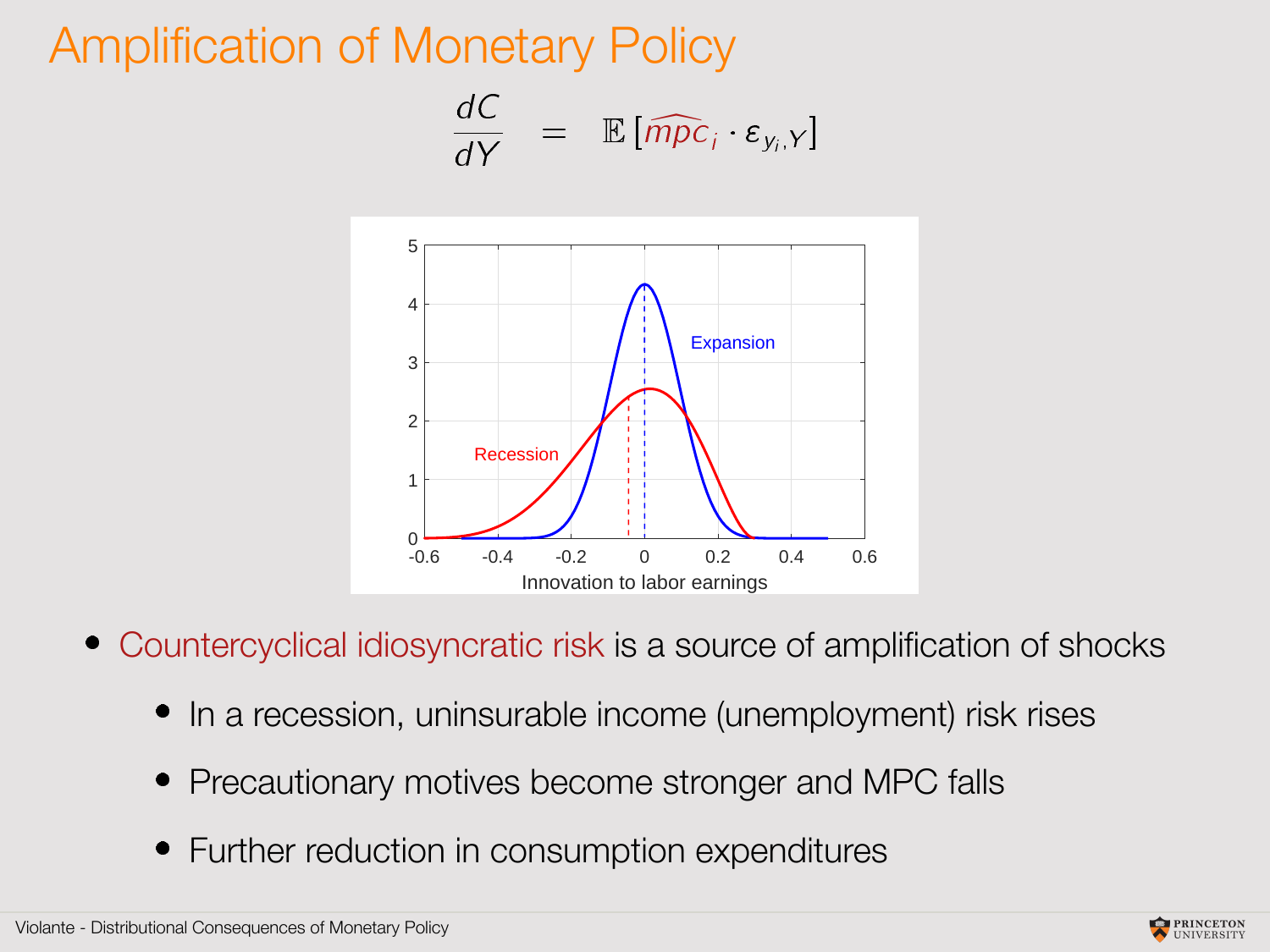# Amplification of Monetary Policy

$$\frac{dC}{dY} = \mathbb{E}\left[\widehat{mpc}_i \cdot \varepsilon_{y_i,Y}\right]$$

- Countercyclical idiosyncratic risk is a source of amplification of shocks
  - In a recession, uninsurable income (unemployment) risk rises
  - Precautionary motives become stronger and MPC falls
  - Further reduction in consumption expenditures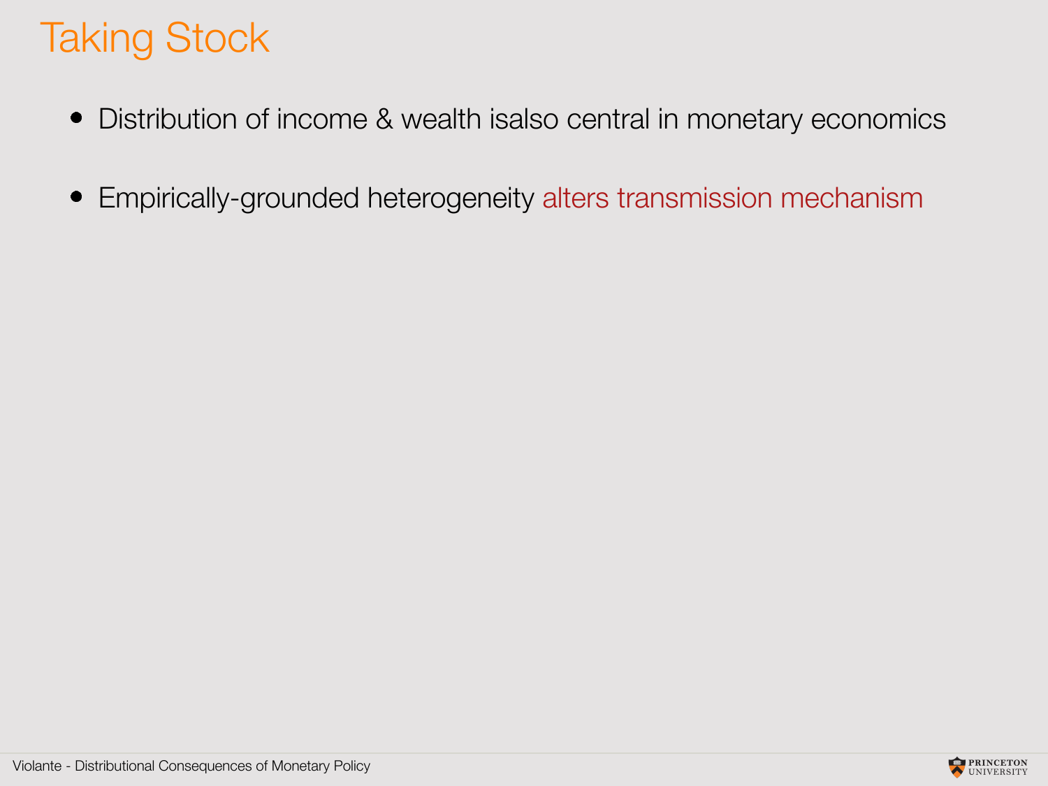# Taking Stock

- Distribution of income & wealth isalso central in monetary economics
- Empirically-grounded heterogeneity alters transmission mechanism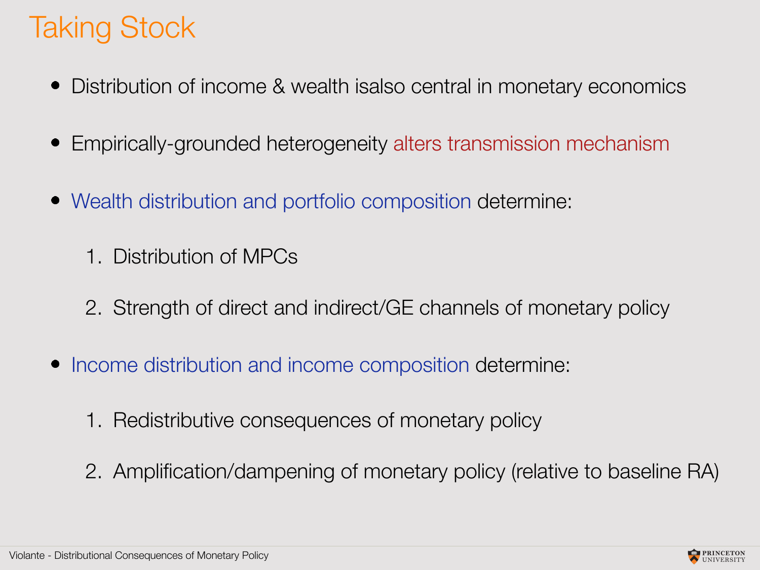# Taking Stock

- Distribution of income & wealth isalso central in monetary economics

- Empirically-grounded heterogeneity alters transmission mechanism

- Wealth distribution and portfolio composition determine:

  1. Distribution of MPCs

  2. Strength of direct and indirect/GE channels of monetary policy

- Income distribution and income composition determine:

  1. Redistributive consequences of monetary policy

  2. Amplification/dampening of monetary policy (relative to baseline RA)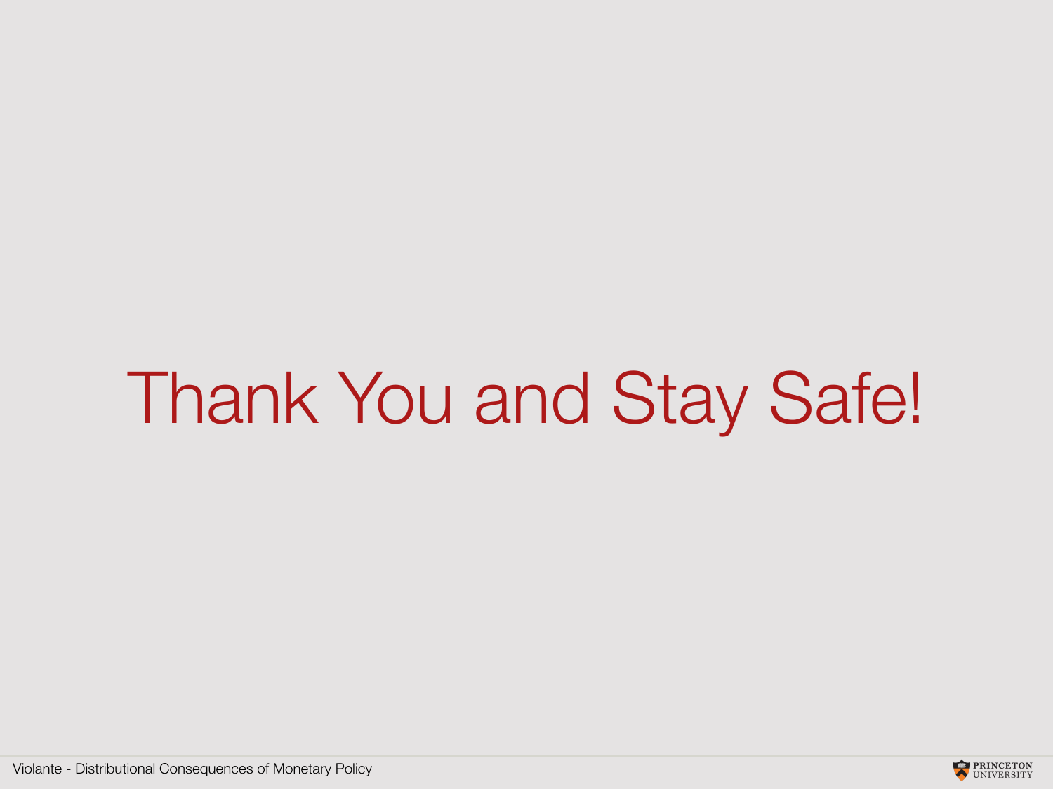# Thank You and Stay Safe!